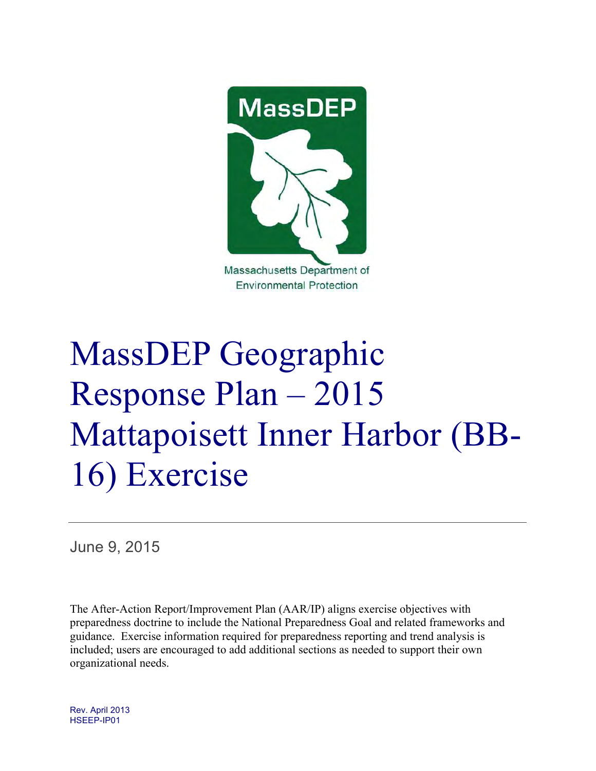MassDEP

Massachusetts Department of Environmental Protection

# MassDEP Geographic Response Plan – 2015 Mattapoisett Inner Harbor (BB-16) Exercise

June 9, 2015

The After-Action Report/Improvement Plan (AAR/IP) aligns exercise objectives with preparedness doctrine to include the National Preparedness Goal and related frameworks and guidance. Exercise information required for preparedness reporting and trend analysis is included; users are encouraged to add additional sections as needed to support their own organizational needs.

Rev. April 2013
HSEEP-IP01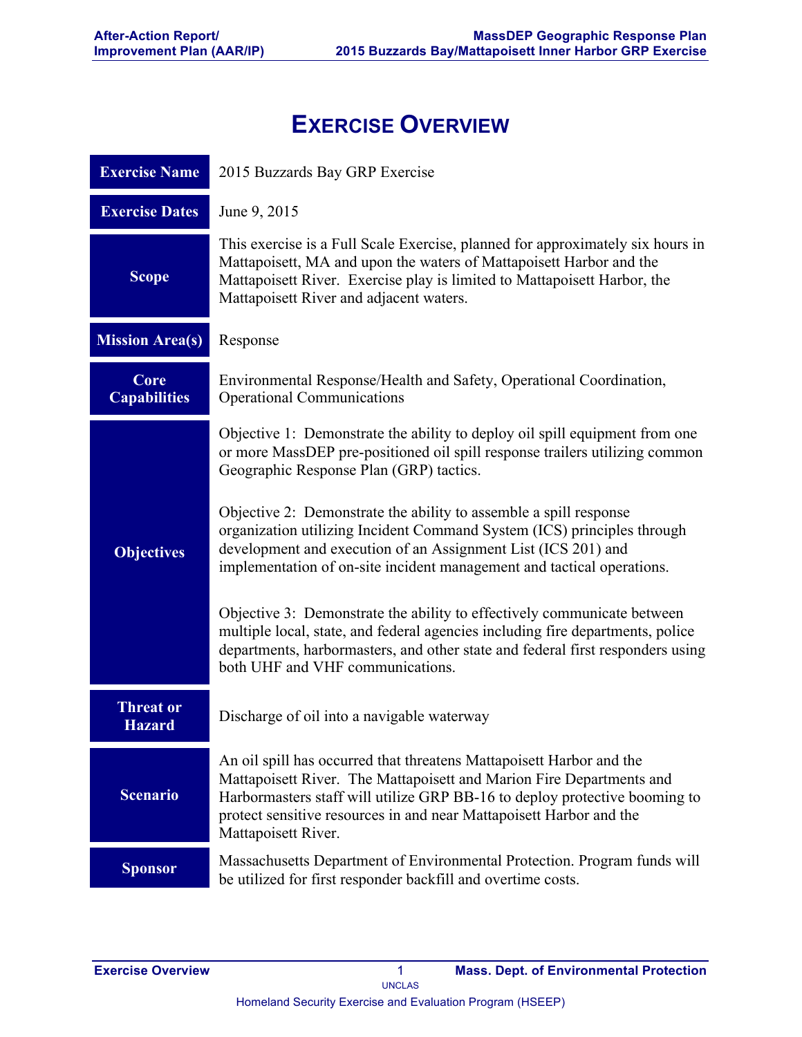# Exercise Overview

| | |
|---|---|
| **Exercise Name** | 2015 Buzzards Bay GRP Exercise |
| **Exercise Dates** | June 9, 2015 |
| **Scope** | This exercise is a Full Scale Exercise, planned for approximately six hours in Mattapoisett, MA and upon the waters of Mattapoisett Harbor and the Mattapoisett River. Exercise play is limited to Mattapoisett Harbor, the Mattapoisett River and adjacent waters. |
| **Mission Area(s)** | Response |
| **Core Capabilities** | Environmental Response/Health and Safety, Operational Coordination, Operational Communications |
| **Objectives** | Objective 1: Demonstrate the ability to deploy oil spill equipment from one or more MassDEP pre-positioned oil spill response trailers utilizing common Geographic Response Plan (GRP) tactics.<br><br>Objective 2: Demonstrate the ability to assemble a spill response organization utilizing Incident Command System (ICS) principles through development and execution of an Assignment List (ICS 201) and implementation of on-site incident management and tactical operations.<br><br>Objective 3: Demonstrate the ability to effectively communicate between multiple local, state, and federal agencies including fire departments, police departments, harbormasters, and other state and federal first responders using both UHF and VHF communications. |
| **Threat or Hazard** | Discharge of oil into a navigable waterway |
| **Scenario** | An oil spill has occurred that threatens Mattapoisett Harbor and the Mattapoisett River. The Mattapoisett and Marion Fire Departments and Harbormasters staff will utilize GRP BB-16 to deploy protective booming to protect sensitive resources in and near Mattapoisett Harbor and the Mattapoisett River. |
| **Sponsor** | Massachusetts Department of Environmental Protection. Program funds will be utilized for first responder backfill and overtime costs. |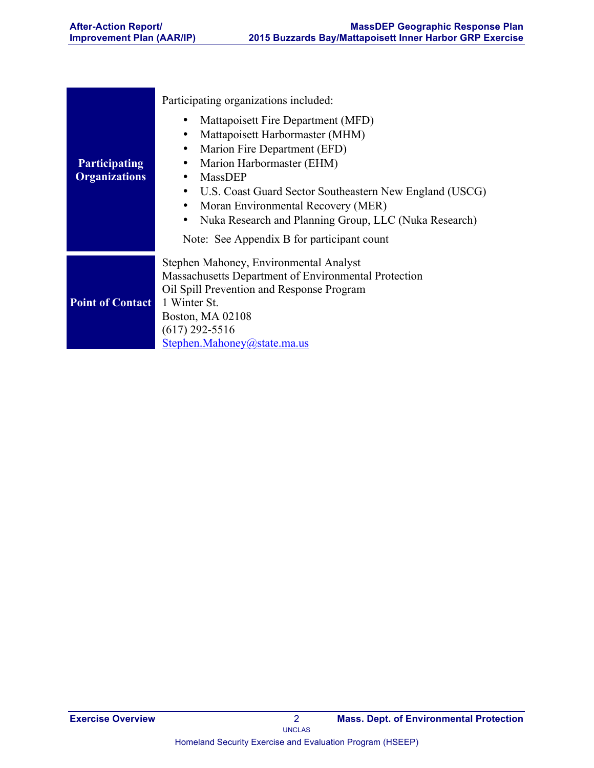| | |
|---|---|
| **Participating Organizations** | Participating organizations included:<br>• Mattapoisett Fire Department (MFD)<br>• Mattapoisett Harbormaster (MHM)<br>• Marion Fire Department (EFD)<br>• Marion Harbormaster (EHM)<br>• MassDEP<br>• U.S. Coast Guard Sector Southeastern New England (USCG)<br>• Moran Environmental Recovery (MER)<br>• Nuka Research and Planning Group, LLC (Nuka Research)<br>Note: See Appendix B for participant count |
| **Point of Contact** | Stephen Mahoney, Environmental Analyst<br>Massachusetts Department of Environmental Protection<br>Oil Spill Prevention and Response Program<br>1 Winter St.<br>Boston, MA 02108<br>(617) 292-5516<br>Stephen.Mahoney@state.ma.us |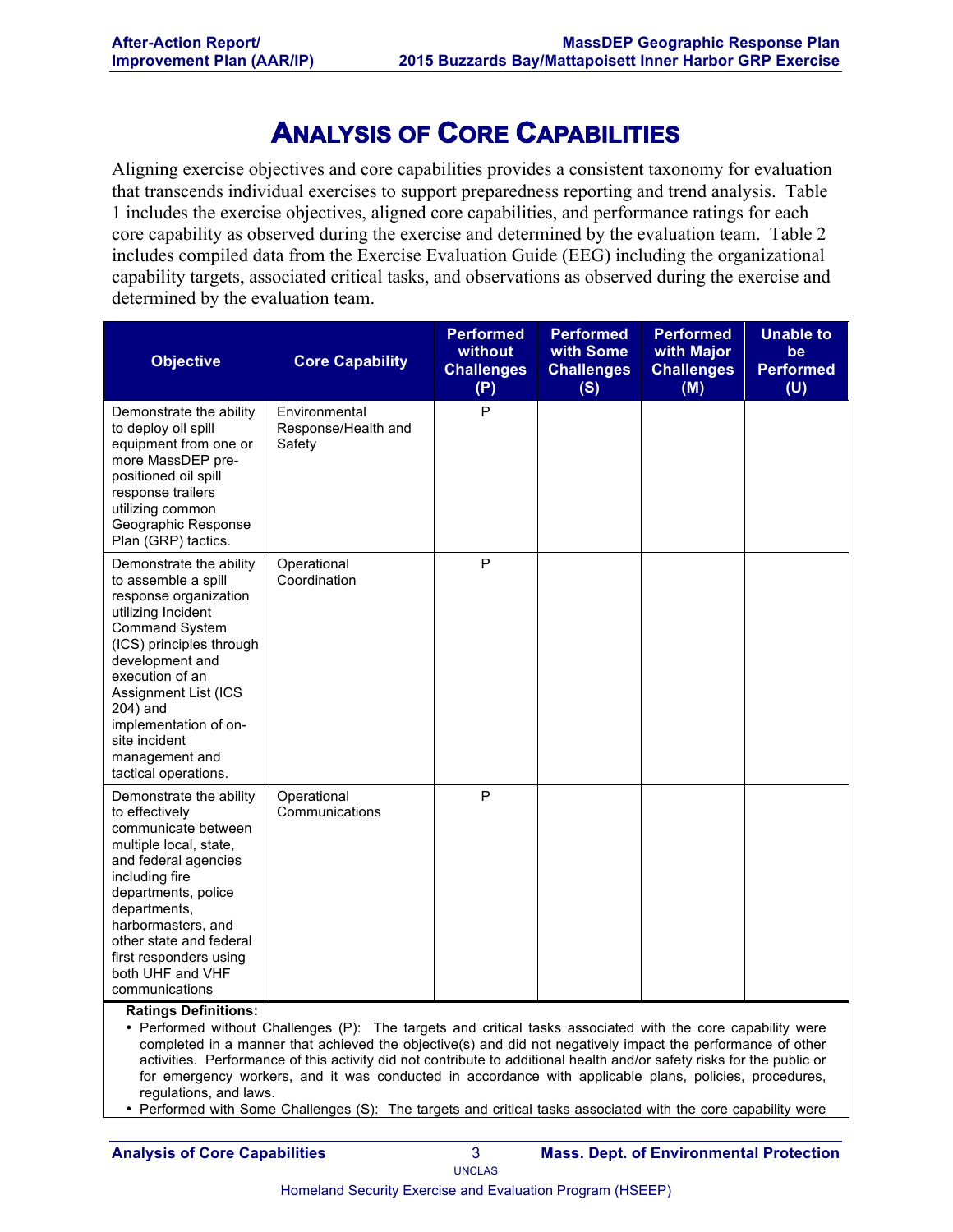# Analysis of Core Capabilities

Aligning exercise objectives and core capabilities provides a consistent taxonomy for evaluation that transcends individual exercises to support preparedness reporting and trend analysis. Table 1 includes the exercise objectives, aligned core capabilities, and performance ratings for each core capability as observed during the exercise and determined by the evaluation team. Table 2 includes compiled data from the Exercise Evaluation Guide (EEG) including the organizational capability targets, associated critical tasks, and observations as observed during the exercise and determined by the evaluation team.

| Objective | Core Capability | Performed without Challenges (P) | Performed with Some Challenges (S) | Performed with Major Challenges (M) | Unable to be Performed (U) |
|---|---|---|---|---|---|
| Demonstrate the ability to deploy oil spill equipment from one or more MassDEP pre-positioned oil spill response trailers utilizing common Geographic Response Plan (GRP) tactics. | Environmental Response/Health and Safety | P | | | |
| Demonstrate the ability to assemble a spill response organization utilizing Incident Command System (ICS) principles through development and execution of an Assignment List (ICS 204) and implementation of on-site incident management and tactical operations. | Operational Coordination | P | | | |
| Demonstrate the ability to effectively communicate between multiple local, state, and federal agencies including fire departments, police departments, harbormasters, and other state and federal first responders using both UHF and VHF communications | Operational Communications | P | | | |

**Ratings Definitions:**

- Performed without Challenges (P): The targets and critical tasks associated with the core capability were completed in a manner that achieved the objective(s) and did not negatively impact the performance of other activities. Performance of this activity did not contribute to additional health and/or safety risks for the public or for emergency workers, and it was conducted in accordance with applicable plans, policies, procedures, regulations, and laws.
- Performed with Some Challenges (S): The targets and critical tasks associated with the core capability were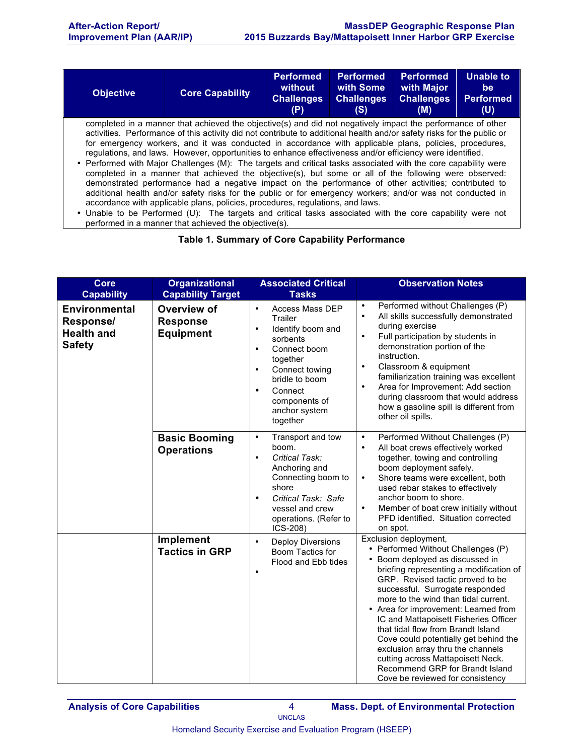| Objective | Core Capability | Performed without Challenges (P) | Performed with Some Challenges (S) | Performed with Major Challenges (M) | Unable to be Performed (U) |
|---|---|---|---|---|---|
| completed in a manner that achieved the objective(s) and did not negatively impact the performance of other activities. Performance of this activity did not contribute to additional health and/or safety risks for the public or for emergency workers, and it was conducted in accordance with applicable plans, policies, procedures, regulations, and laws. However, opportunities to enhance effectiveness and/or efficiency were identified. • Performed with Major Challenges (M): The targets and critical tasks associated with the core capability were completed in a manner that achieved the objective(s), but some or all of the following were observed: demonstrated performance had a negative impact on the performance of other activities; contributed to additional health and/or safety risks for the public or for emergency workers; and/or was not conducted in accordance with applicable plans, policies, procedures, regulations, and laws. • Unable to be Performed (U): The targets and critical tasks associated with the core capability were not performed in a manner that achieved the objective(s). | | | | | |

**Table 1. Summary of Core Capability Performance**

| Core Capability | Organizational Capability Target | Associated Critical Tasks | Observation Notes |
|---|---|---|---|
| **Environmental Response/ Health and Safety** | **Overview of Response Equipment** | • Access Mass DEP Trailer<br>• Identify boom and sorbents<br>• Connect boom together<br>• Connect towing bridle to boom<br>• Connect components of anchor system together | • Performed without Challenges (P)<br>• All skills successfully demonstrated during exercise<br>• Full participation by students in demonstration portion of the instruction.<br>• Classroom & equipment familiarization training was excellent<br>• Area for Improvement: Add section during classroom that would address how a gasoline spill is different from other oil spills. |
| | **Basic Booming Operations** | • Transport and tow boom.<br>• *Critical Task:* Anchoring and Connecting boom to shore<br>• *Critical Task:* Safe vessel and crew operations. (Refer to ICS-208) | • Performed Without Challenges (P)<br>• All boat crews effectively worked together, towing and controlling boom deployment safely.<br>• Shore teams were excellent, both used rebar stakes to effectively anchor boom to shore.<br>• Member of boat crew initially without PFD identified. Situation corrected on spot. |
| | **Implement Tactics in GRP** | • Deploy Diversions Boom Tactics for Flood and Ebb tides<br>• | Exclusion deployment,<br>• Performed Without Challenges (P)<br>• Boom deployed as discussed in briefing representing a modification of GRP. Revised tactic proved to be successful. Surrogate responded more to the wind than tidal current.<br>• Area for improvement: Learned from IC and Mattapoisett Fisheries Officer that tidal flow from Brandt Island Cove could potentially get behind the exclusion array thru the channels cutting across Mattapoisett Neck. Recommend GRP for Brandt Island Cove be reviewed for consistency |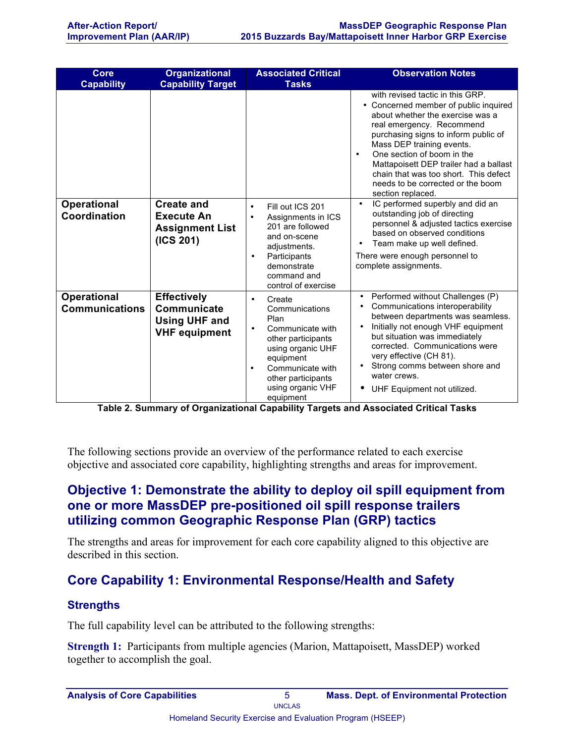| Core Capability | Organizational Capability Target | Associated Critical Tasks | Observation Notes |
|---|---|---|---|
| | | | with revised tactic in this GRP.<br>• Concerned member of public inquired about whether the exercise was a real emergency. Recommend purchasing signs to inform public of Mass DEP training events.<br>• One section of boom in the Mattapoisett DEP trailer had a ballast chain that was too short. This defect needs to be corrected or the boom section replaced. |
| **Operational Coordination** | **Create and Execute An Assignment List (ICS 201)** | • Fill out ICS 201<br>• Assignments in ICS 201 are followed and on-scene adjustments.<br>• Participants demonstrate command and control of exercise | • IC performed superbly and did an outstanding job of directing personnel & adjusted tactics exercise based on observed conditions<br>• Team make up well defined.<br>There were enough personnel to complete assignments. |
| **Operational Communications** | **Effectively Communicate Using UHF and VHF equipment** | • Create Communications Plan<br>• Communicate with other participants using organic UHF equipment<br>• Communicate with other participants using organic VHF equipment | • Performed without Challenges (P)<br>• Communications interoperability between departments was seamless.<br>• Initially not enough VHF equipment but situation was immediately corrected. Communications were very effective (CH 81).<br>• Strong comms between shore and water crews.<br>• UHF Equipment not utilized. |

**Table 2. Summary of Organizational Capability Targets and Associated Critical Tasks**

The following sections provide an overview of the performance related to each exercise objective and associated core capability, highlighting strengths and areas for improvement.

## Objective 1: Demonstrate the ability to deploy oil spill equipment from one or more MassDEP pre-positioned oil spill response trailers utilizing common Geographic Response Plan (GRP) tactics

The strengths and areas for improvement for each core capability aligned to this objective are described in this section.

## Core Capability 1: Environmental Response/Health and Safety

### Strengths

The full capability level can be attributed to the following strengths:

**Strength 1:** Participants from multiple agencies (Marion, Mattapoisett, MassDEP) worked together to accomplish the goal.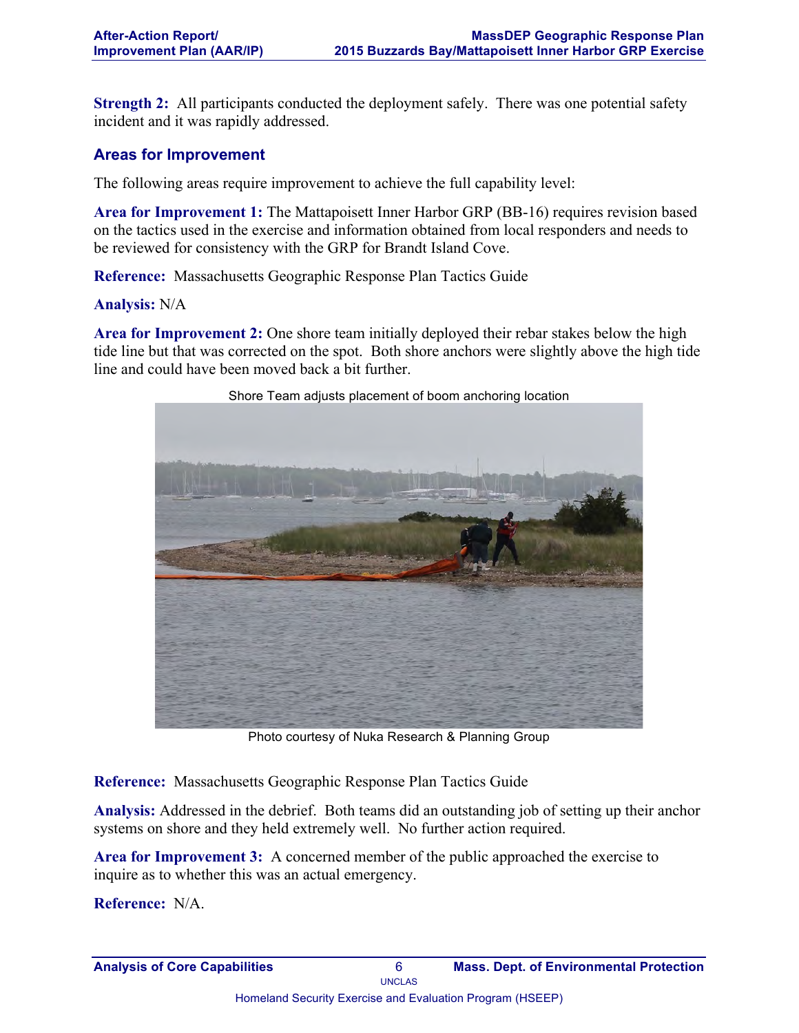**Strength 2:** All participants conducted the deployment safely. There was one potential safety incident and it was rapidly addressed.

### Areas for Improvement

The following areas require improvement to achieve the full capability level:

**Area for Improvement 1:** The Mattapoisett Inner Harbor GRP (BB-16) requires revision based on the tactics used in the exercise and information obtained from local responders and needs to be reviewed for consistency with the GRP for Brandt Island Cove.

**Reference:** Massachusetts Geographic Response Plan Tactics Guide

**Analysis:** N/A

**Area for Improvement 2:** One shore team initially deployed their rebar stakes below the high tide line but that was corrected on the spot. Both shore anchors were slightly above the high tide line and could have been moved back a bit further.

Shore Team adjusts placement of boom anchoring location

Photo courtesy of Nuka Research & Planning Group

**Reference:** Massachusetts Geographic Response Plan Tactics Guide

**Analysis:** Addressed in the debrief. Both teams did an outstanding job of setting up their anchor systems on shore and they held extremely well. No further action required.

**Area for Improvement 3:** A concerned member of the public approached the exercise to inquire as to whether this was an actual emergency.

**Reference:** N/A.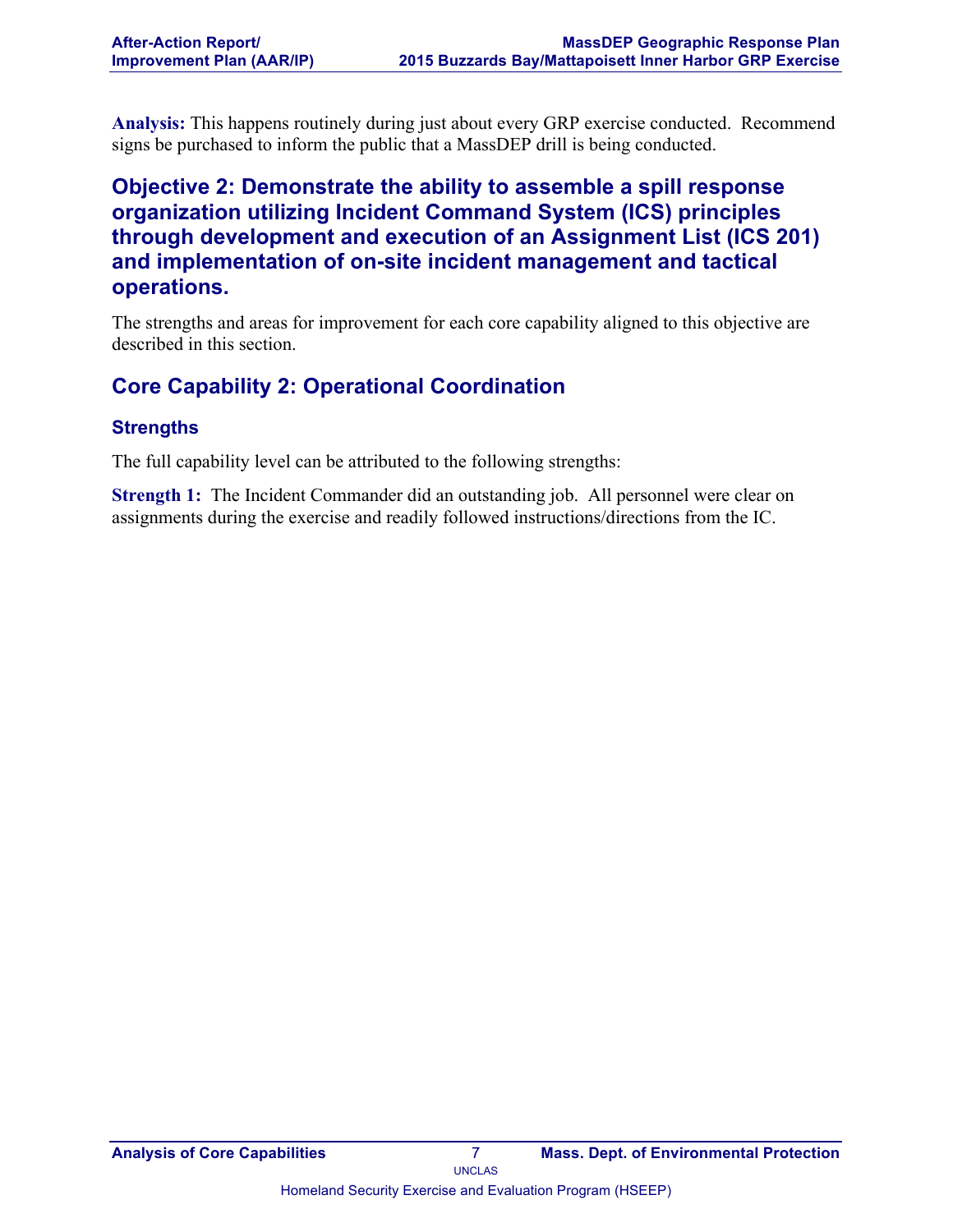**Analysis:** This happens routinely during just about every GRP exercise conducted. Recommend signs be purchased to inform the public that a MassDEP drill is being conducted.

## Objective 2: Demonstrate the ability to assemble a spill response organization utilizing Incident Command System (ICS) principles through development and execution of an Assignment List (ICS 201) and implementation of on-site incident management and tactical operations.

The strengths and areas for improvement for each core capability aligned to this objective are described in this section.

## Core Capability 2: Operational Coordination

### Strengths

The full capability level can be attributed to the following strengths:

**Strength 1:** The Incident Commander did an outstanding job. All personnel were clear on assignments during the exercise and readily followed instructions/directions from the IC.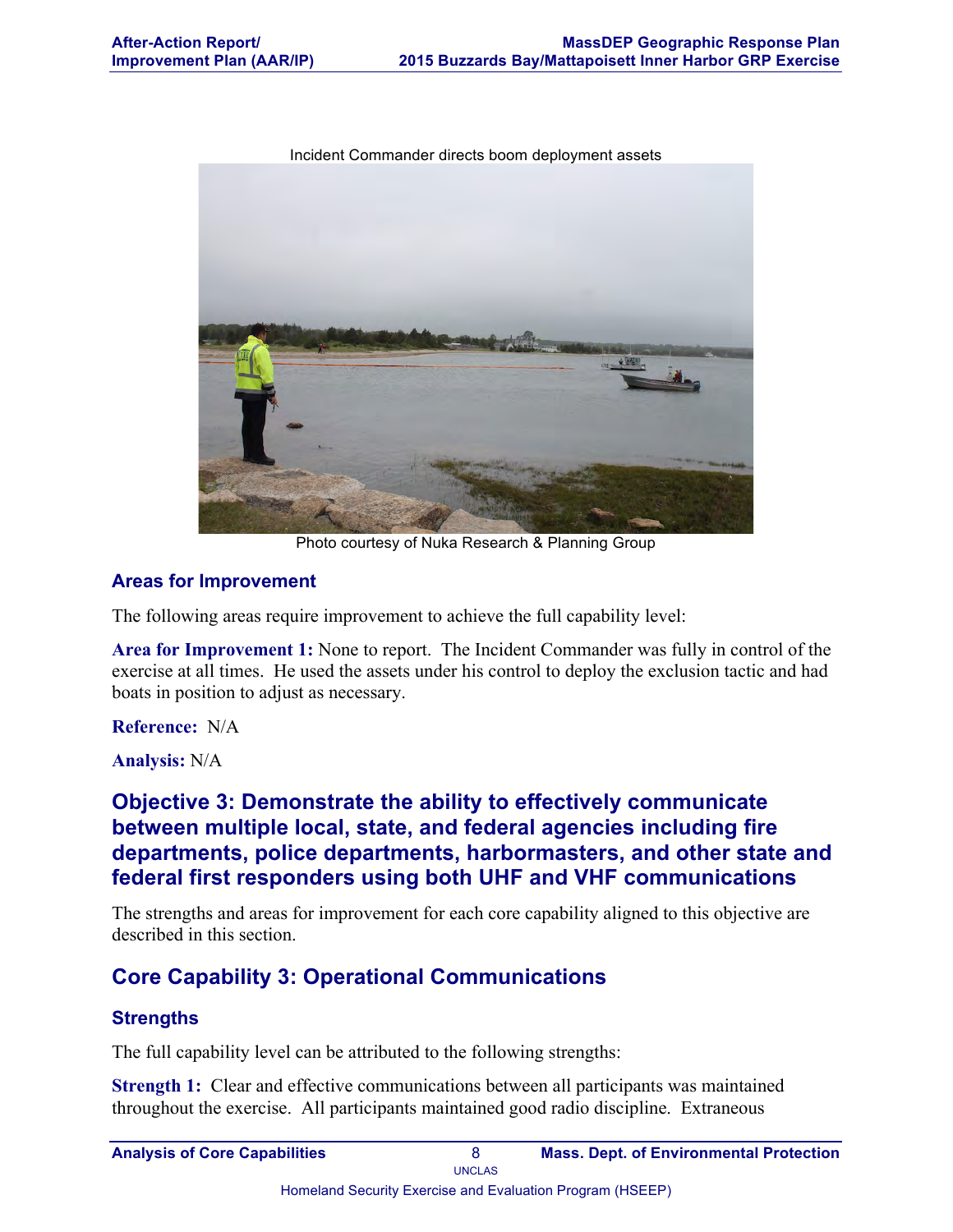Incident Commander directs boom deployment assets

Photo courtesy of Nuka Research & Planning Group

### Areas for Improvement

The following areas require improvement to achieve the full capability level:

**Area for Improvement 1:** None to report. The Incident Commander was fully in control of the exercise at all times. He used the assets under his control to deploy the exclusion tactic and had boats in position to adjust as necessary.

**Reference:** N/A

**Analysis:** N/A

## Objective 3: Demonstrate the ability to effectively communicate between multiple local, state, and federal agencies including fire departments, police departments, harbormasters, and other state and federal first responders using both UHF and VHF communications

The strengths and areas for improvement for each core capability aligned to this objective are described in this section.

## Core Capability 3: Operational Communications

### Strengths

The full capability level can be attributed to the following strengths:

**Strength 1:** Clear and effective communications between all participants was maintained throughout the exercise. All participants maintained good radio discipline. Extraneous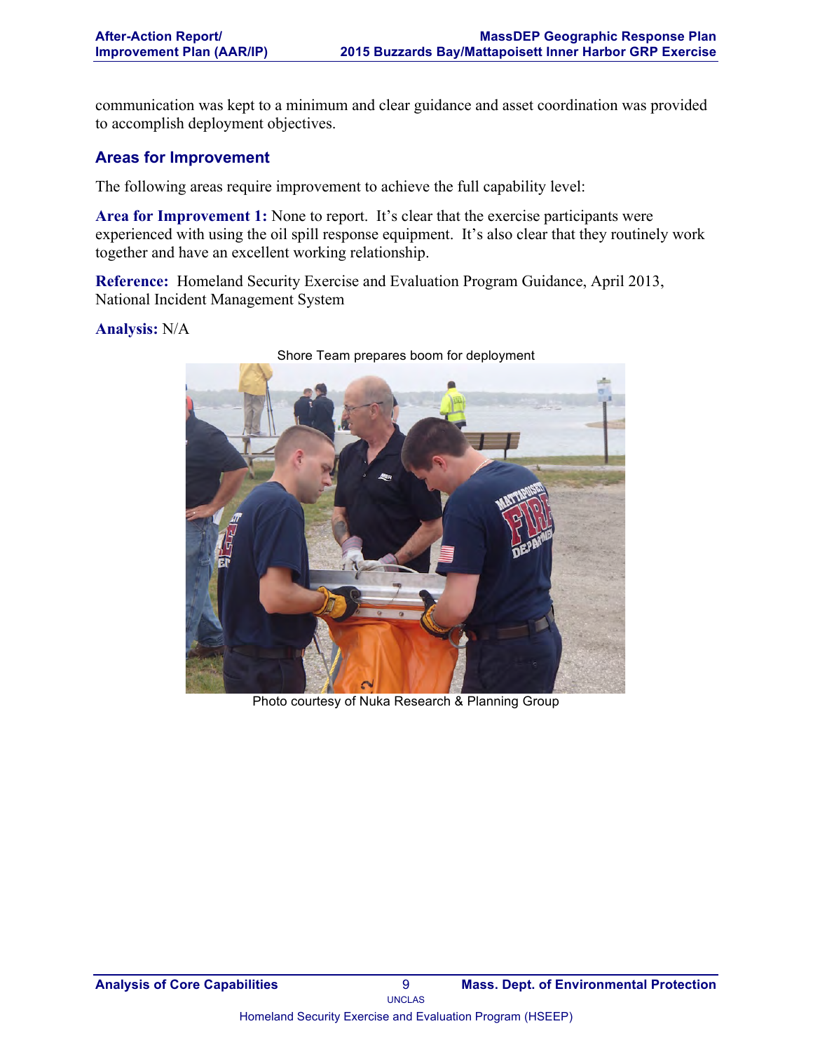communication was kept to a minimum and clear guidance and asset coordination was provided to accomplish deployment objectives.

### Areas for Improvement

The following areas require improvement to achieve the full capability level:

**Area for Improvement 1:** None to report. It's clear that the exercise participants were experienced with using the oil spill response equipment. It's also clear that they routinely work together and have an excellent working relationship.

**Reference:** Homeland Security Exercise and Evaluation Program Guidance, April 2013, National Incident Management System

**Analysis:** N/A

Shore Team prepares boom for deployment

Photo courtesy of Nuka Research & Planning Group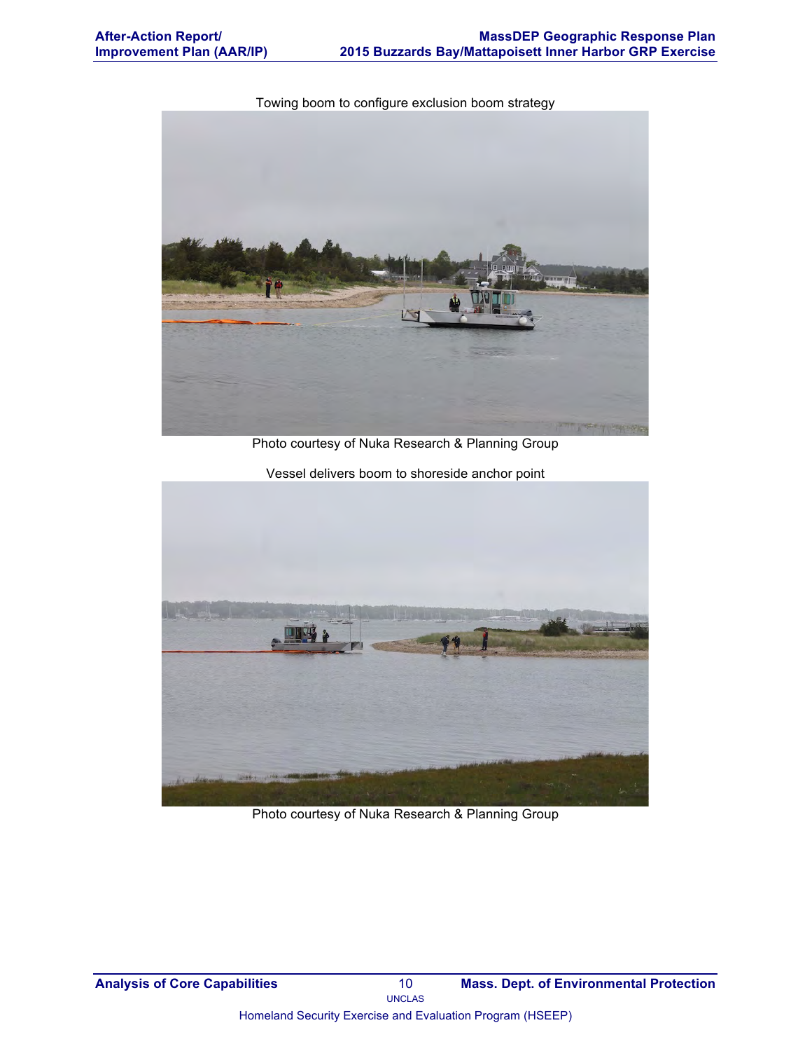Towing boom to configure exclusion boom strategy

Photo courtesy of Nuka Research & Planning Group

Vessel delivers boom to shoreside anchor point

Photo courtesy of Nuka Research & Planning Group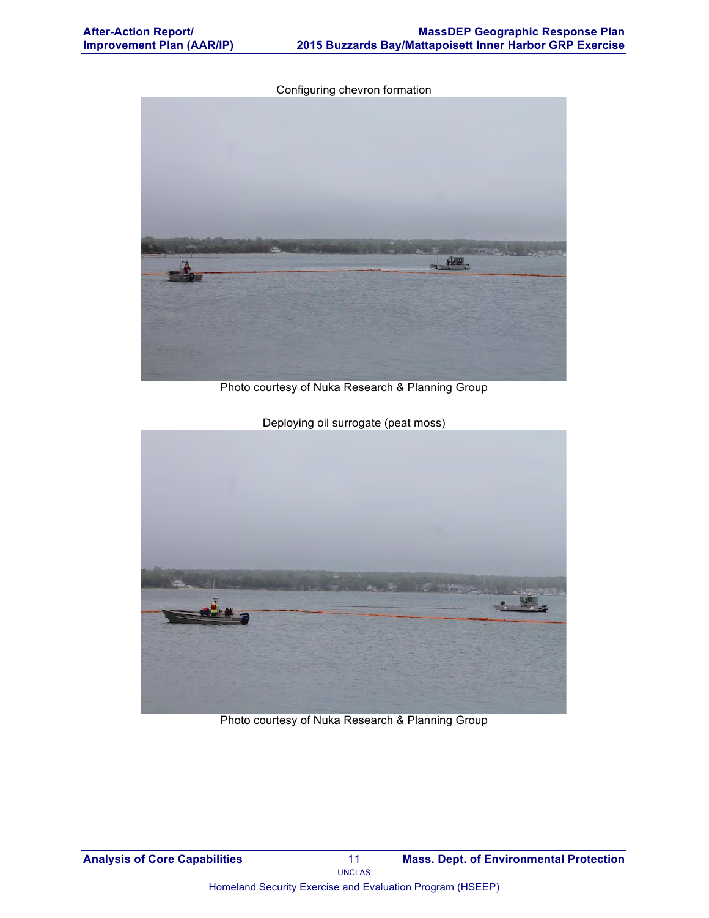Configuring chevron formation

Photo courtesy of Nuka Research & Planning Group

Deploying oil surrogate (peat moss)

Photo courtesy of Nuka Research & Planning Group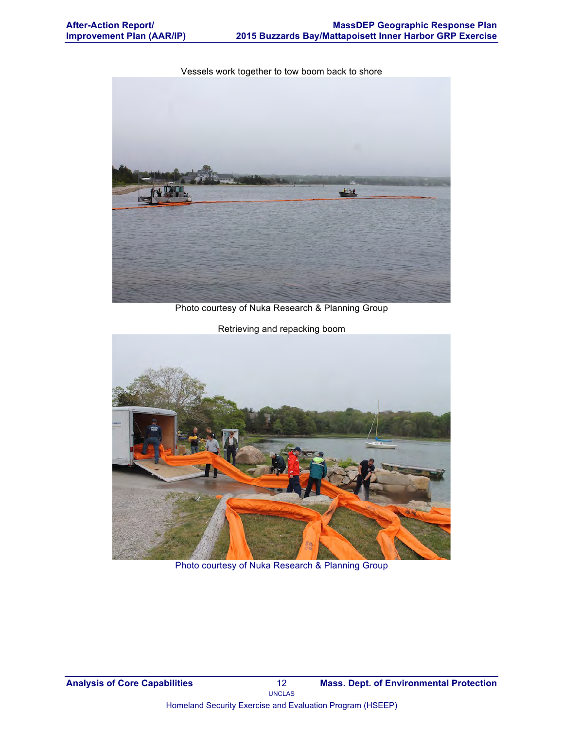Vessels work together to tow boom back to shore

Photo courtesy of Nuka Research & Planning Group

Retrieving and repacking boom

Photo courtesy of Nuka Research & Planning Group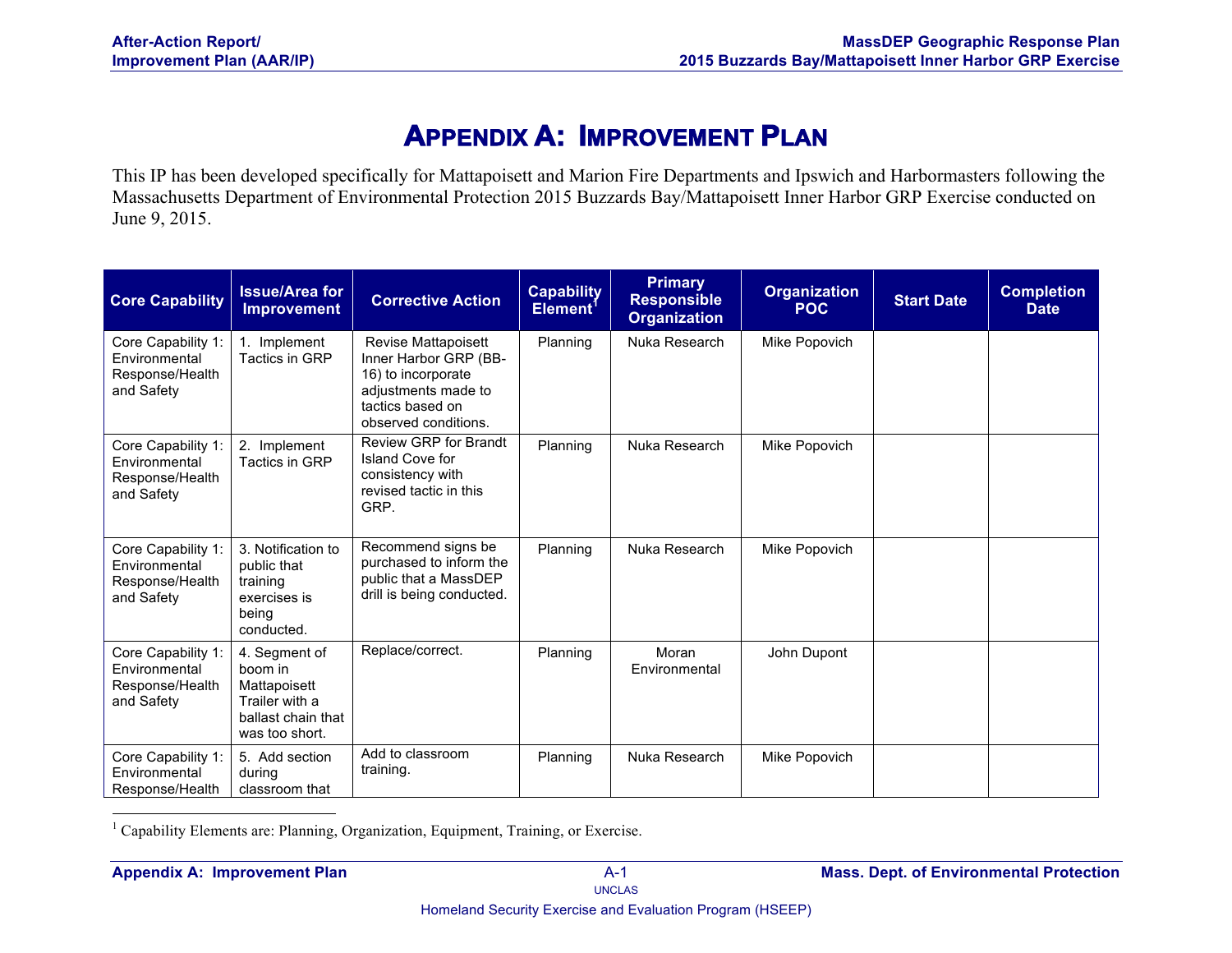# Appendix A: Improvement Plan

This IP has been developed specifically for Mattapoisett and Marion Fire Departments and Ipswich and Harbormasters following the Massachusetts Department of Environmental Protection 2015 Buzzards Bay/Mattapoisett Inner Harbor GRP Exercise conducted on June 9, 2015.

| Core Capability | Issue/Area for Improvement | Corrective Action | Capability Element[1] | Primary Responsible Organization | Organization POC | Start Date | Completion Date |
|---|---|---|---|---|---|---|---|
| Core Capability 1: Environmental Response/Health and Safety | 1. Implement Tactics in GRP | Revise Mattapoisett Inner Harbor GRP (BB-16) to incorporate adjustments made to tactics based on observed conditions. | Planning | Nuka Research | Mike Popovich | | |
| Core Capability 1: Environmental Response/Health and Safety | 2. Implement Tactics in GRP | Review GRP for Brandt Island Cove for consistency with revised tactic in this GRP. | Planning | Nuka Research | Mike Popovich | | |
| Core Capability 1: Environmental Response/Health and Safety | 3. Notification to public that training exercises is being conducted. | Recommend signs be purchased to inform the public that a MassDEP drill is being conducted. | Planning | Nuka Research | Mike Popovich | | |
| Core Capability 1: Environmental Response/Health and Safety | 4. Segment of boom in Mattapoisett Trailer with a ballast chain that was too short. | Replace/correct. | Planning | Moran Environmental | John Dupont | | |
| Core Capability 1: Environmental Response/Health | 5. Add section during classroom that | Add to classroom training. | Planning | Nuka Research | Mike Popovich | | |

[1] Capability Elements are: Planning, Organization, Equipment, Training, or Exercise.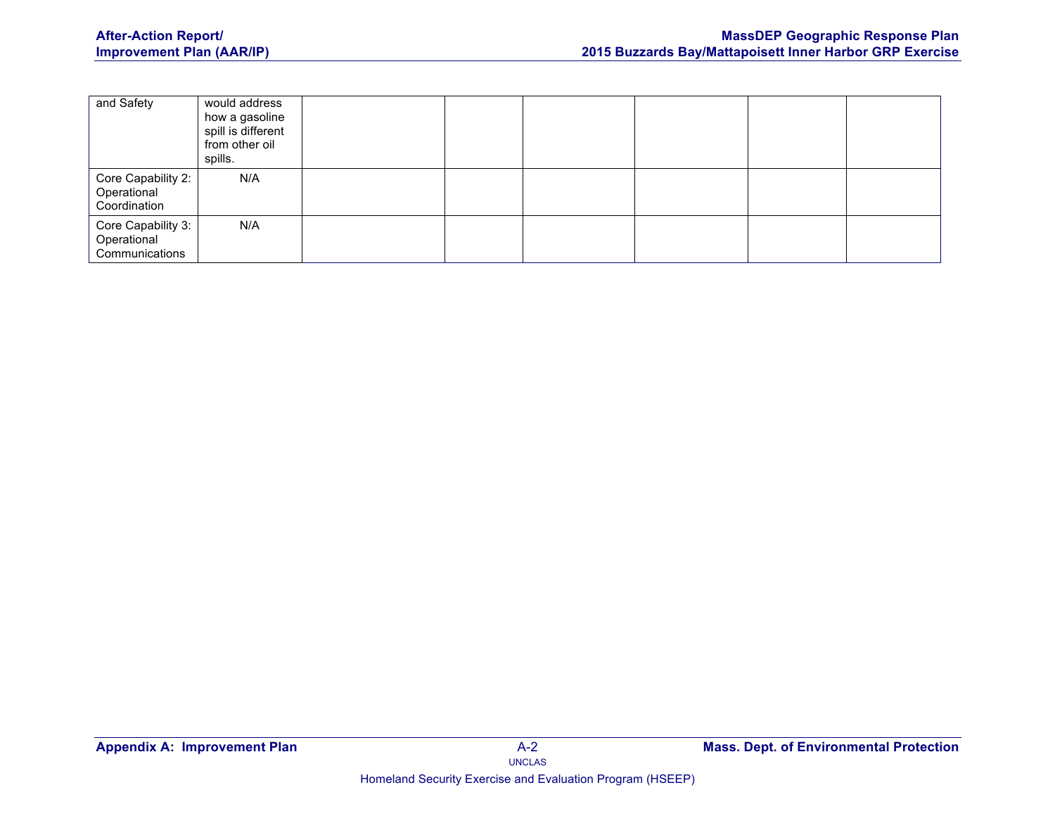| and Safety | would address how a gasoline spill is different from other oil spills. | | | | | | |
|---|---|---|---|---|---|---|---|
| Core Capability 2: Operational Coordination | N/A | | | | | | |
| Core Capability 3: Operational Communications | N/A | | | | | | |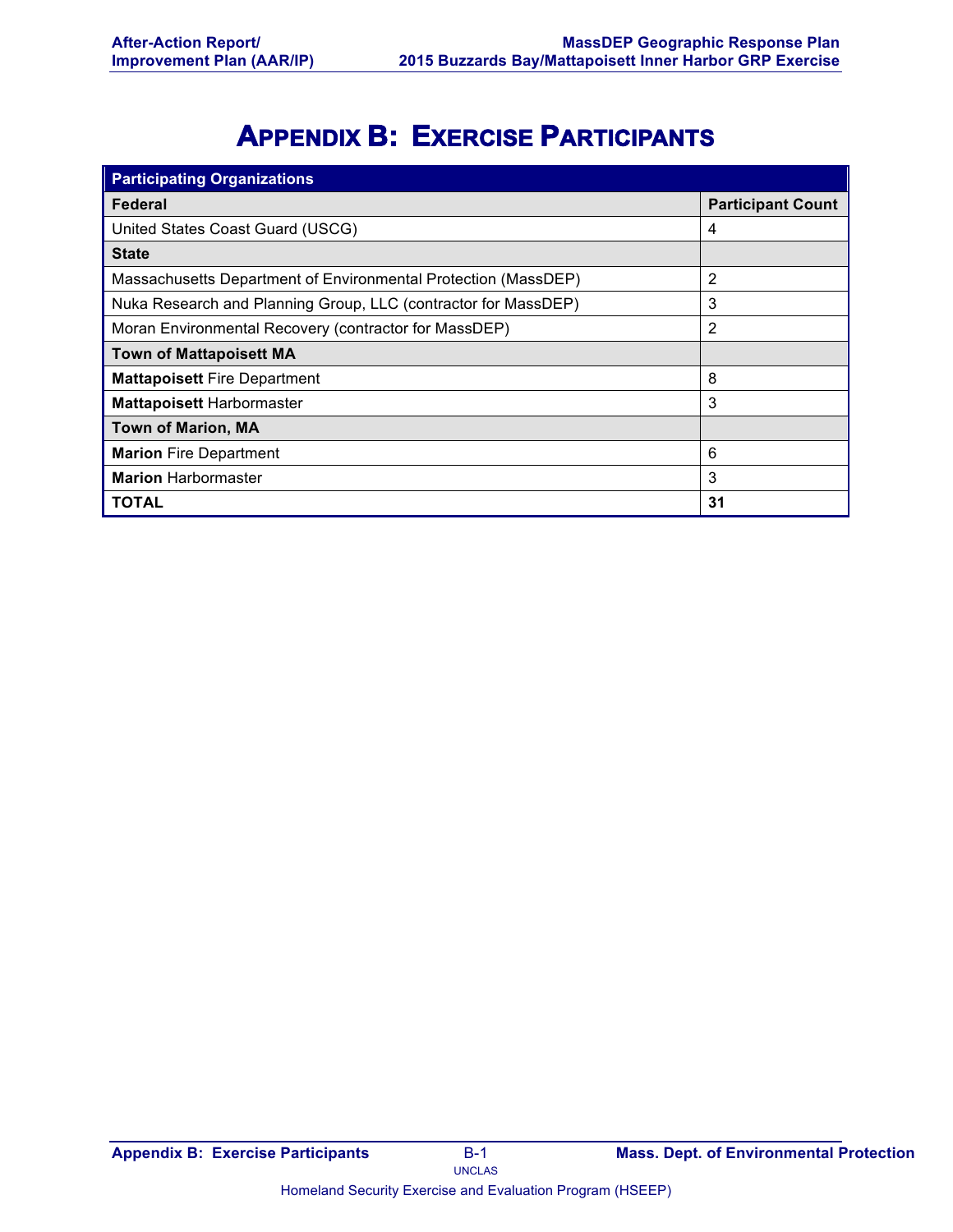# Appendix B: Exercise Participants

| Participating Organizations | |
|---|---|
| **Federal** | **Participant Count** |
| United States Coast Guard (USCG) | 4 |
| **State** | |
| Massachusetts Department of Environmental Protection (MassDEP) | 2 |
| Nuka Research and Planning Group, LLC (contractor for MassDEP) | 3 |
| Moran Environmental Recovery (contractor for MassDEP) | 2 |
| **Town of Mattapoisett MA** | |
| **Mattapoisett** Fire Department | 8 |
| **Mattapoisett** Harbormaster | 3 |
| **Town of Marion, MA** | |
| **Marion** Fire Department | 6 |
| **Marion** Harbormaster | 3 |
| **TOTAL** | **31** |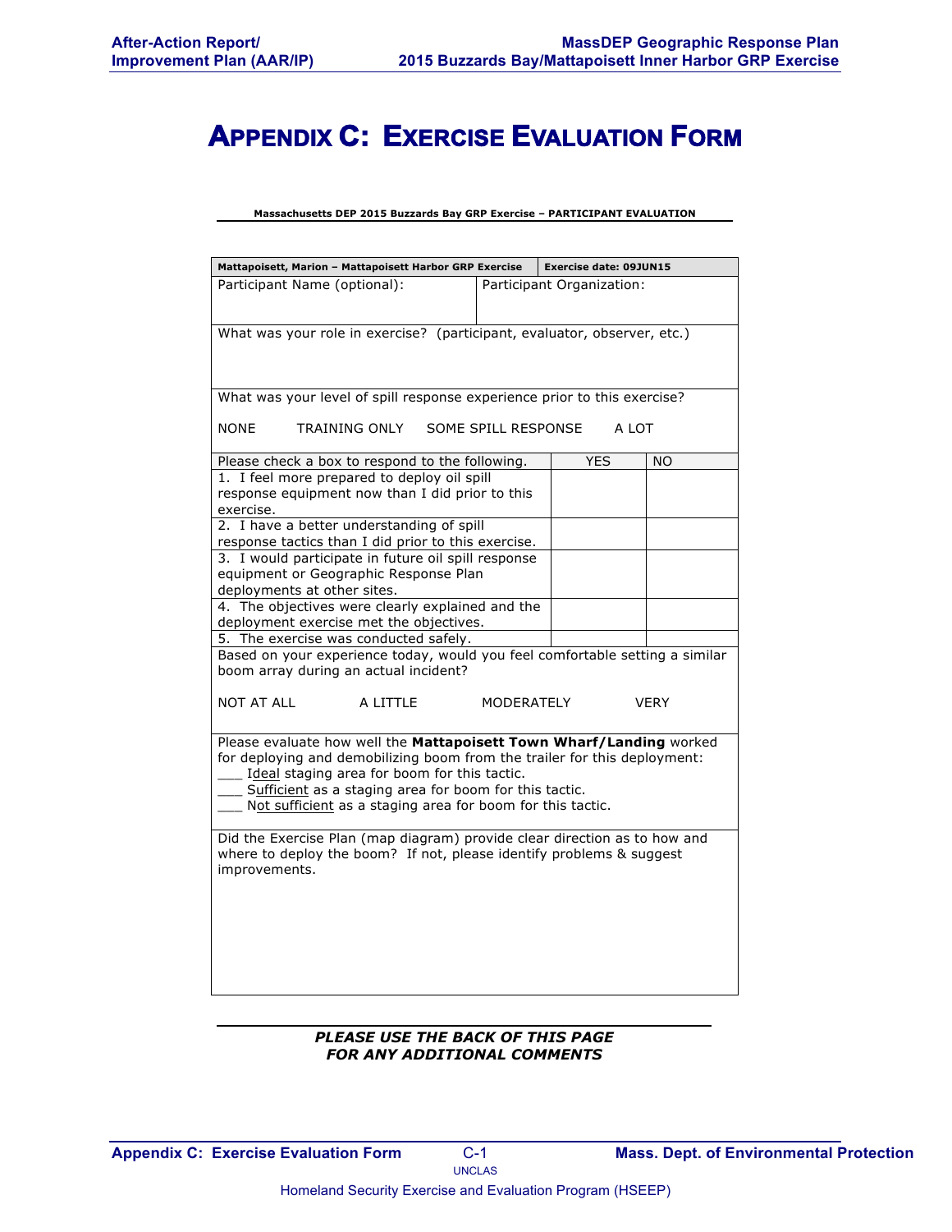# APPENDIX C: EXERCISE EVALUATION FORM

**Massachusetts DEP 2015 Buzzards Bay GRP Exercise – PARTICIPANT EVALUATION**

| **Mattapoisett, Marion – Mattapoisett Harbor GRP Exercise** | **Exercise date: 09JUN15** |
|---|---|
| Participant Name (optional): | Participant Organization: |

What was your role in exercise? (participant, evaluator, observer, etc.)

What was your level of spill response experience prior to this exercise?

NONE    TRAINING ONLY    SOME SPILL RESPONSE    A LOT

| Please check a box to respond to the following. | YES | NO |
|---|---|---|
| 1. I feel more prepared to deploy oil spill response equipment now than I did prior to this exercise. | | |
| 2. I have a better understanding of spill response tactics than I did prior to this exercise. | | |
| 3. I would participate in future oil spill response equipment or Geographic Response Plan deployments at other sites. | | |
| 4. The objectives were clearly explained and the deployment exercise met the objectives. | | |
| 5. The exercise was conducted safely. | | |

Based on your experience today, would you feel comfortable setting a similar boom array during an actual incident?

NOT AT ALL    A LITTLE    MODERATELY    VERY

Please evaluate how well the **Mattapoisett Town Wharf/Landing** worked for deploying and demobilizing boom from the trailer for this deployment:

___ Ideal staging area for boom for this tactic.
___ Sufficient as a staging area for boom for this tactic.
___ Not sufficient as a staging area for boom for this tactic.

Did the Exercise Plan (map diagram) provide clear direction as to how and where to deploy the boom? If not, please identify problems & suggest improvements.

***PLEASE USE THE BACK OF THIS PAGE FOR ANY ADDITIONAL COMMENTS***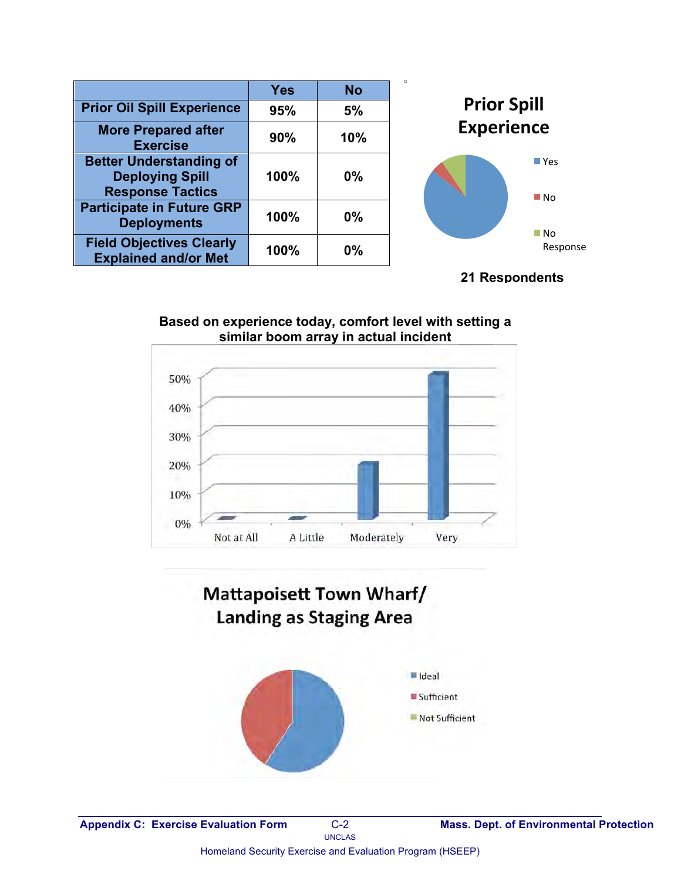| | Yes | No |
|---|---|---|
| Prior Oil Spill Experience | 95% | 5% |
| More Prepared after Exercise | 90% | 10% |
| Better Understanding of Deploying Spill Response Tactics | 100% | 0% |
| Participate in Future GRP Deployments | 100% | 0% |
| Field Objectives Clearly Explained and/or Met | 100% | 0% |

**Prior Spill Experience**

Yes

No

No Response

**21 Respondents**

**Based on experience today, comfort level with setting a similar boom array in actual incident**

50%
40%
30%
20%
10%
0%

Not at All
A Little
Moderately
Very

**Mattapoisett Town Wharf/ Landing as Staging Area**

Ideal

Sufficient

Not Sufficient